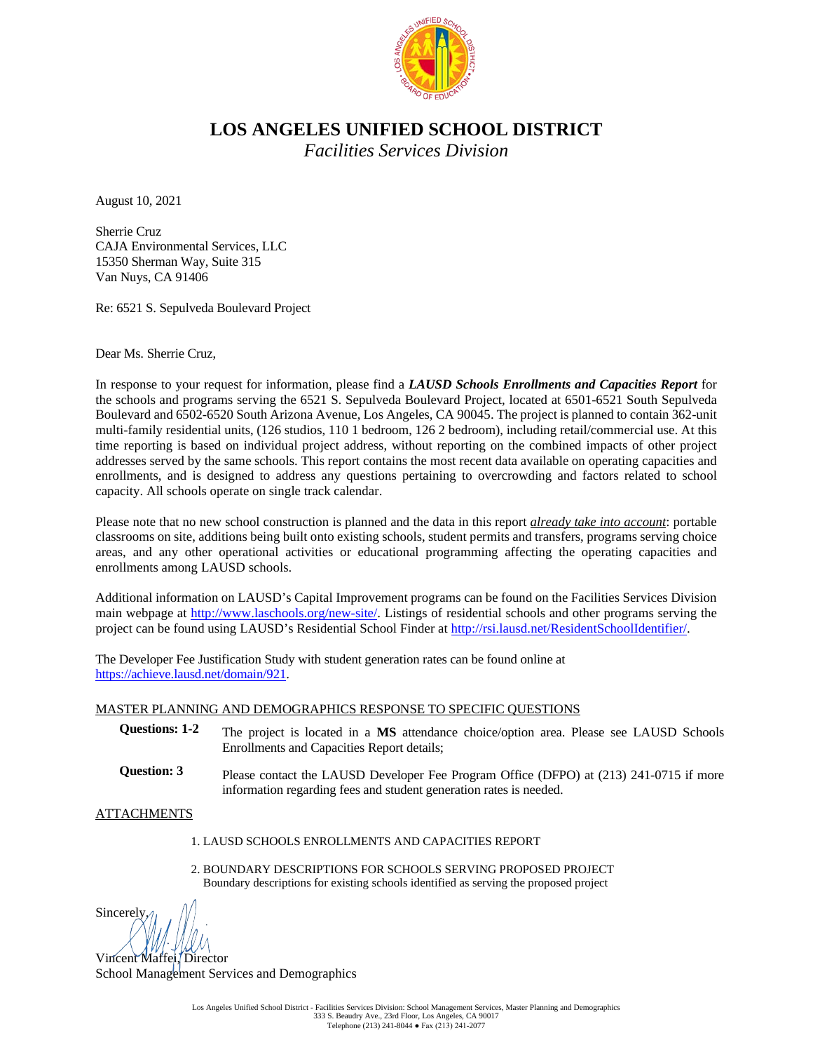# LOS ANGELES UNIFIED SCHOOL DISTRICT

*Facilities Services Division*

August 10, 2021

Sherrie Cruz
CAJA Environmental Services, LLC
15350 Sherman Way, Suite 315
Van Nuys, CA 91406

Re: 6521 S. Sepulveda Boulevard Project

Dear Ms. Sherrie Cruz,

In response to your request for information, please find a ***LAUSD Schools Enrollments and Capacities Report*** for the schools and programs serving the 6521 S. Sepulveda Boulevard Project, located at 6501-6521 South Sepulveda Boulevard and 6502-6520 South Arizona Avenue, Los Angeles, CA 90045. The project is planned to contain 362-unit multi-family residential units, (126 studios, 110 1 bedroom, 126 2 bedroom), including retail/commercial use. At this time reporting is based on individual project address, without reporting on the combined impacts of other project addresses served by the same schools. This report contains the most recent data available on operating capacities and enrollments, and is designed to address any questions pertaining to overcrowding and factors related to school capacity. All schools operate on single track calendar.

Please note that no new school construction is planned and the data in this report *already take into account*: portable classrooms on site, additions being built onto existing schools, student permits and transfers, programs serving choice areas, and any other operational activities or educational programming affecting the operating capacities and enrollments among LAUSD schools.

Additional information on LAUSD's Capital Improvement programs can be found on the Facilities Services Division main webpage at http://www.laschools.org/new-site/. Listings of residential schools and other programs serving the project can be found using LAUSD's Residential School Finder at http://rsi.lausd.net/ResidentSchoolIdentifier/.

The Developer Fee Justification Study with student generation rates can be found online at https://achieve.lausd.net/domain/921.

MASTER PLANNING AND DEMOGRAPHICS RESPONSE TO SPECIFIC QUESTIONS

**Questions: 1-2** The project is located in a **MS** attendance choice/option area. Please see LAUSD Schools Enrollments and Capacities Report details;

**Question: 3** Please contact the LAUSD Developer Fee Program Office (DFPO) at (213) 241-0715 if more information regarding fees and student generation rates is needed.

ATTACHMENTS

1. LAUSD SCHOOLS ENROLLMENTS AND CAPACITIES REPORT
2. BOUNDARY DESCRIPTIONS FOR SCHOOLS SERVING PROPOSED PROJECT
   Boundary descriptions for existing schools identified as serving the proposed project

Sincerely,

Vincent Maffei, Director
School Management Services and Demographics

Los Angeles Unified School District - Facilities Services Division: School Management Services, Master Planning and Demographics
333 S. Beaudry Ave., 23rd Floor, Los Angeles, CA 90017
Telephone (213) 241-8044 ● Fax (213) 241-2077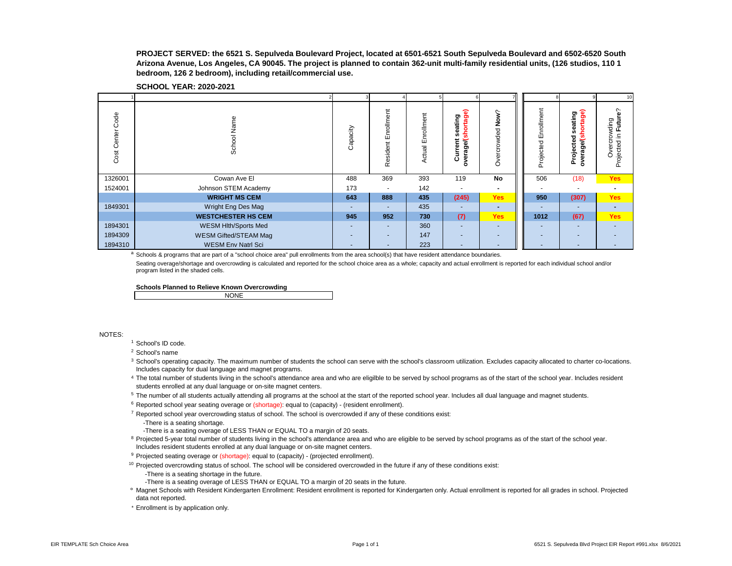**PROJECT SERVED: the 6521 S. Sepulveda Boulevard Project, located at 6501-6521 South Sepulveda Boulevard and 6502-6520 South Arizona Avenue, Los Angeles, CA 90045. The project is planned to contain 362-unit multi-family residential units, (126 studios, 110 1 bedroom, 126 2 bedroom), including retail/commercial use.**

**SCHOOL YEAR: 2020-2021**

| 1 | 2 | 3 | 4 | 5 | 6 | 7 | 8 | 9 | 10 |
|---|---|---|---|---|---|---|---|---|---|
| Cost Center Code | School Name | Capacity | Resident Enrollment | Actual Enrollment | **Current seating overage/(shortage)** | Overcrowded **Now**? | Projected Enrollment | **Projected seating overage/(shortage)** | Overcrowding Projected in **Future**? |
| 1326001 | Cowan Ave El | 488 | 369 | 393 | 119 | **No** | 506 | (18) | **Yes** |
| 1524001 | Johnson STEM Academy | 173 | - | 142 | - | - | - | - | - |
| | **WRIGHT MS CEM** | **643** | **888** | **435** | **(245)** | **Yes** | **950** | **(307)** | **Yes** |
| 1849301 | Wright Eng Des Mag | - | - | 435 | - | - | - | - | - |
| | **WESTCHESTER HS CEM** | **945** | **952** | **730** | **(7)** | **Yes** | **1012** | **(67)** | **Yes** |
| 1894301 | WESM Hlth/Sports Med | - | - | 360 | - | - | - | - | - |
| 1894309 | WESM Gifted/STEAM Mag | - | - | 147 | - | - | - | - | - |
| 1894310 | WESM Env Natrl Sci | - | - | 223 | - | - | - | - | - |

[a] Schools & programs that are part of a "school choice area" pull enrollments from the area school(s) that have resident attendance boundaries.

Seating overage/shortage and overcrowding is calculated and reported for the school choice area as a whole; capacity and actual enrollment is reported for each individual school and/or program listed in the shaded cells.

**Schools Planned to Relieve Known Overcrowding**

| NONE |
|---|

NOTES:

[1] School's ID code.

[2] School's name

[3] School's operating capacity. The maximum number of students the school can serve with the school's classroom utilization. Excludes capacity allocated to charter co-locations. Includes capacity for dual language and magnet programs.

[4] The total number of students living in the school's attendance area and who are eligilble to be served by school programs as of the start of the school year. Includes resident students enrolled at any dual language or on-site magnet centers.

[5] The number of all students actually attending all programs at the school at the start of the reported school year. Includes all dual language and magnet students.

[6] Reported school year seating overage or (shortage): equal to (capacity) - (resident enrollment).

[7] Reported school year overcrowding status of school. The school is overcrowded if any of these conditions exist:

- There is a seating shortage.
- There is a seating overage of LESS THAN or EQUAL TO a margin of 20 seats.

[8] Projected 5-year total number of students living in the school's attendance area and who are eligible to be served by school programs as of the start of the school year. Includes resident students enrolled at any dual language or on-site magnet centers.

[9] Projected seating overage or (shortage): equal to (capacity) - (projected enrollment).

[10] Projected overcrowding status of school. The school will be considered overcrowded in the future if any of these conditions exist:

- There is a seating shortage in the future.
- There is a seating overage of LESS THAN or EQUAL TO a margin of 20 seats in the future.

[o] Magnet Schools with Resident Kindergarten Enrollment: Resident enrollment is reported for Kindergarten only. Actual enrollment is reported for all grades in school. Projected data not reported.

* Enrollment is by application only.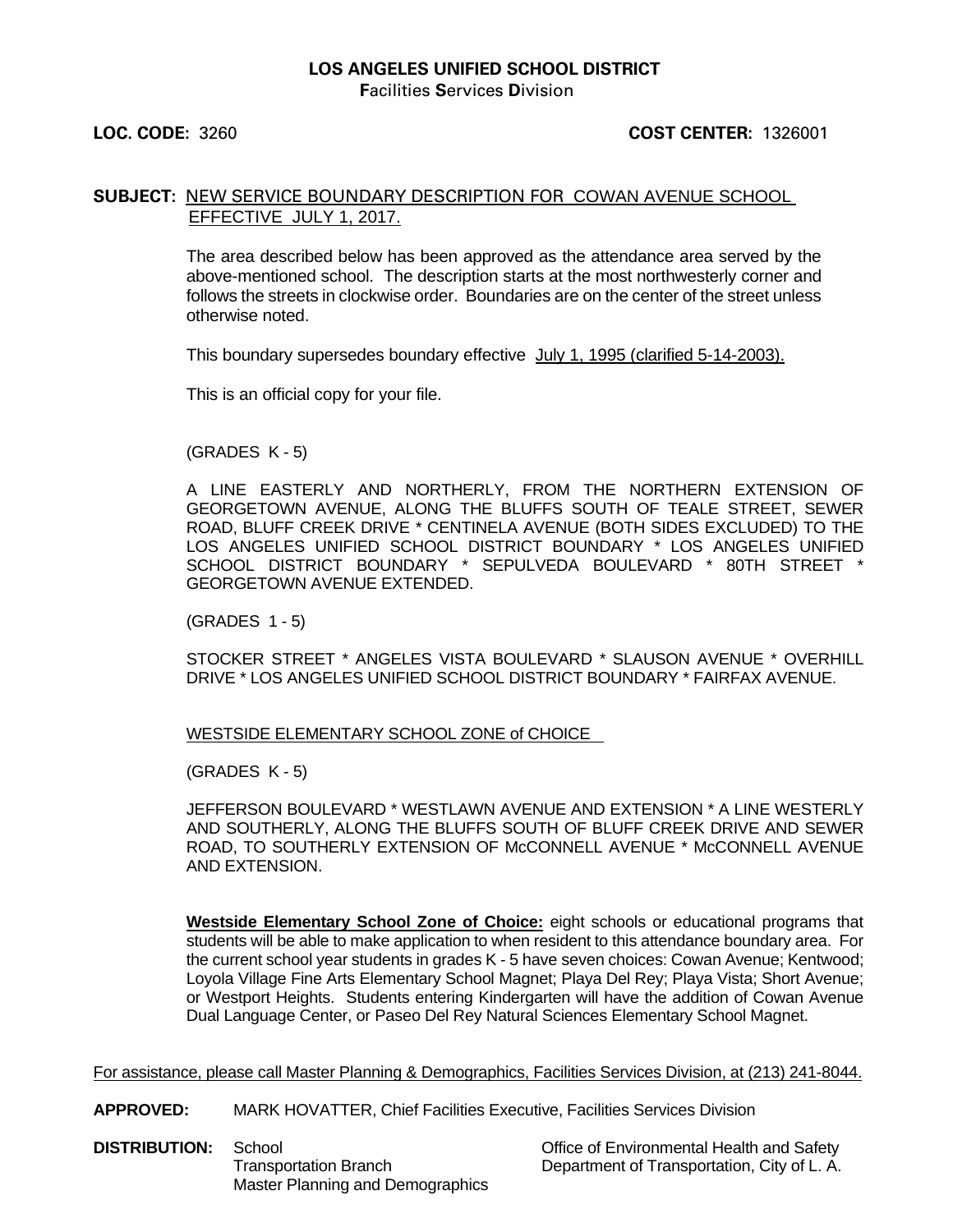**LOS ANGELES UNIFIED SCHOOL DISTRICT**
**F**acilities **S**ervices **D**ivision

**LOC. CODE:** 3260 **COST CENTER:** 1326001

**SUBJECT:** NEW SERVICE BOUNDARY DESCRIPTION FOR COWAN AVENUE SCHOOL EFFECTIVE JULY 1, 2017.

The area described below has been approved as the attendance area served by the above-mentioned school. The description starts at the most northwesterly corner and follows the streets in clockwise order. Boundaries are on the center of the street unless otherwise noted.

This boundary supersedes boundary effective July 1, 1995 (clarified 5-14-2003).

This is an official copy for your file.

(GRADES K - 5)

A LINE EASTERLY AND NORTHERLY, FROM THE NORTHERN EXTENSION OF GEORGETOWN AVENUE, ALONG THE BLUFFS SOUTH OF TEALE STREET, SEWER ROAD, BLUFF CREEK DRIVE * CENTINELA AVENUE (BOTH SIDES EXCLUDED) TO THE LOS ANGELES UNIFIED SCHOOL DISTRICT BOUNDARY * LOS ANGELES UNIFIED SCHOOL DISTRICT BOUNDARY * SEPULVEDA BOULEVARD * 80TH STREET * GEORGETOWN AVENUE EXTENDED.

(GRADES 1 - 5)

STOCKER STREET * ANGELES VISTA BOULEVARD * SLAUSON AVENUE * OVERHILL DRIVE * LOS ANGELES UNIFIED SCHOOL DISTRICT BOUNDARY * FAIRFAX AVENUE.

WESTSIDE ELEMENTARY SCHOOL ZONE of CHOICE

(GRADES K - 5)

JEFFERSON BOULEVARD * WESTLAWN AVENUE AND EXTENSION * A LINE WESTERLY AND SOUTHERLY, ALONG THE BLUFFS SOUTH OF BLUFF CREEK DRIVE AND SEWER ROAD, TO SOUTHERLY EXTENSION OF McCONNELL AVENUE * McCONNELL AVENUE AND EXTENSION.

**Westside Elementary School Zone of Choice:** eight schools or educational programs that students will be able to make application to when resident to this attendance boundary area. For the current school year students in grades K - 5 have seven choices: Cowan Avenue; Kentwood; Loyola Village Fine Arts Elementary School Magnet; Playa Del Rey; Playa Vista; Short Avenue; or Westport Heights. Students entering Kindergarten will have the addition of Cowan Avenue Dual Language Center, or Paseo Del Rey Natural Sciences Elementary School Magnet.

For assistance, please call Master Planning & Demographics, Facilities Services Division, at (213) 241-8044.

**APPROVED:** MARK HOVATTER, Chief Facilities Executive, Facilities Services Division

**DISTRIBUTION:** School
Transportation Branch
Master Planning and Demographics
Office of Environmental Health and Safety
Department of Transportation, City of L. A.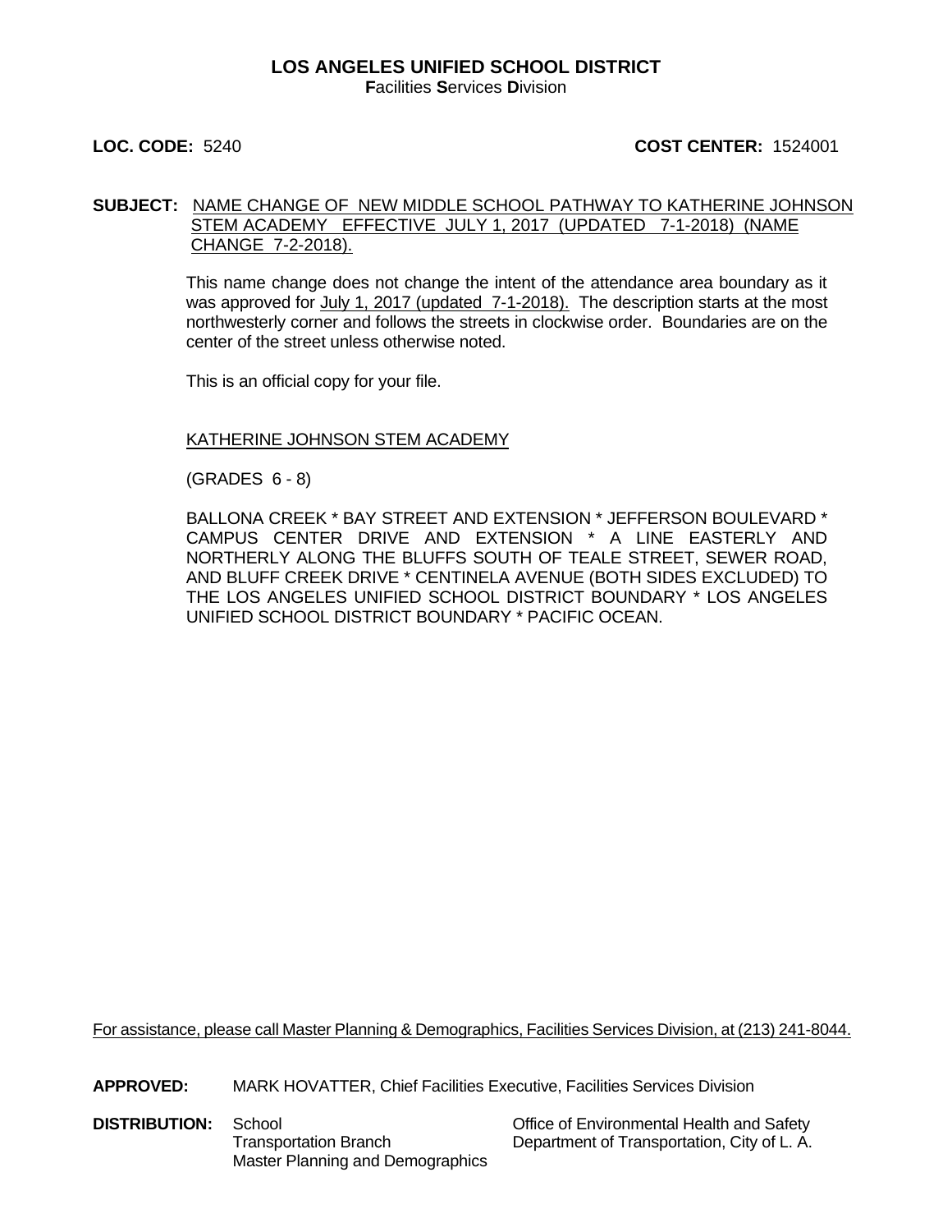**LOS ANGELES UNIFIED SCHOOL DISTRICT**
**F**acilities **S**ervices **D**ivision

**LOC. CODE:** 5240 **COST CENTER:** 1524001

**SUBJECT:** NAME CHANGE OF NEW MIDDLE SCHOOL PATHWAY TO KATHERINE JOHNSON STEM ACADEMY EFFECTIVE JULY 1, 2017 (UPDATED 7-1-2018) (NAME CHANGE 7-2-2018).

This name change does not change the intent of the attendance area boundary as it was approved for July 1, 2017 (updated 7-1-2018). The description starts at the most northwesterly corner and follows the streets in clockwise order. Boundaries are on the center of the street unless otherwise noted.

This is an official copy for your file.

KATHERINE JOHNSON STEM ACADEMY

(GRADES 6 - 8)

BALLONA CREEK * BAY STREET AND EXTENSION * JEFFERSON BOULEVARD * CAMPUS CENTER DRIVE AND EXTENSION * A LINE EASTERLY AND NORTHERLY ALONG THE BLUFFS SOUTH OF TEALE STREET, SEWER ROAD, AND BLUFF CREEK DRIVE * CENTINELA AVENUE (BOTH SIDES EXCLUDED) TO THE LOS ANGELES UNIFIED SCHOOL DISTRICT BOUNDARY * LOS ANGELES UNIFIED SCHOOL DISTRICT BOUNDARY * PACIFIC OCEAN.

For assistance, please call Master Planning & Demographics, Facilities Services Division, at (213) 241-8044.

**APPROVED:** MARK HOVATTER, Chief Facilities Executive, Facilities Services Division

**DISTRIBUTION:** School
Transportation Branch
Master Planning and Demographics
Office of Environmental Health and Safety
Department of Transportation, City of L. A.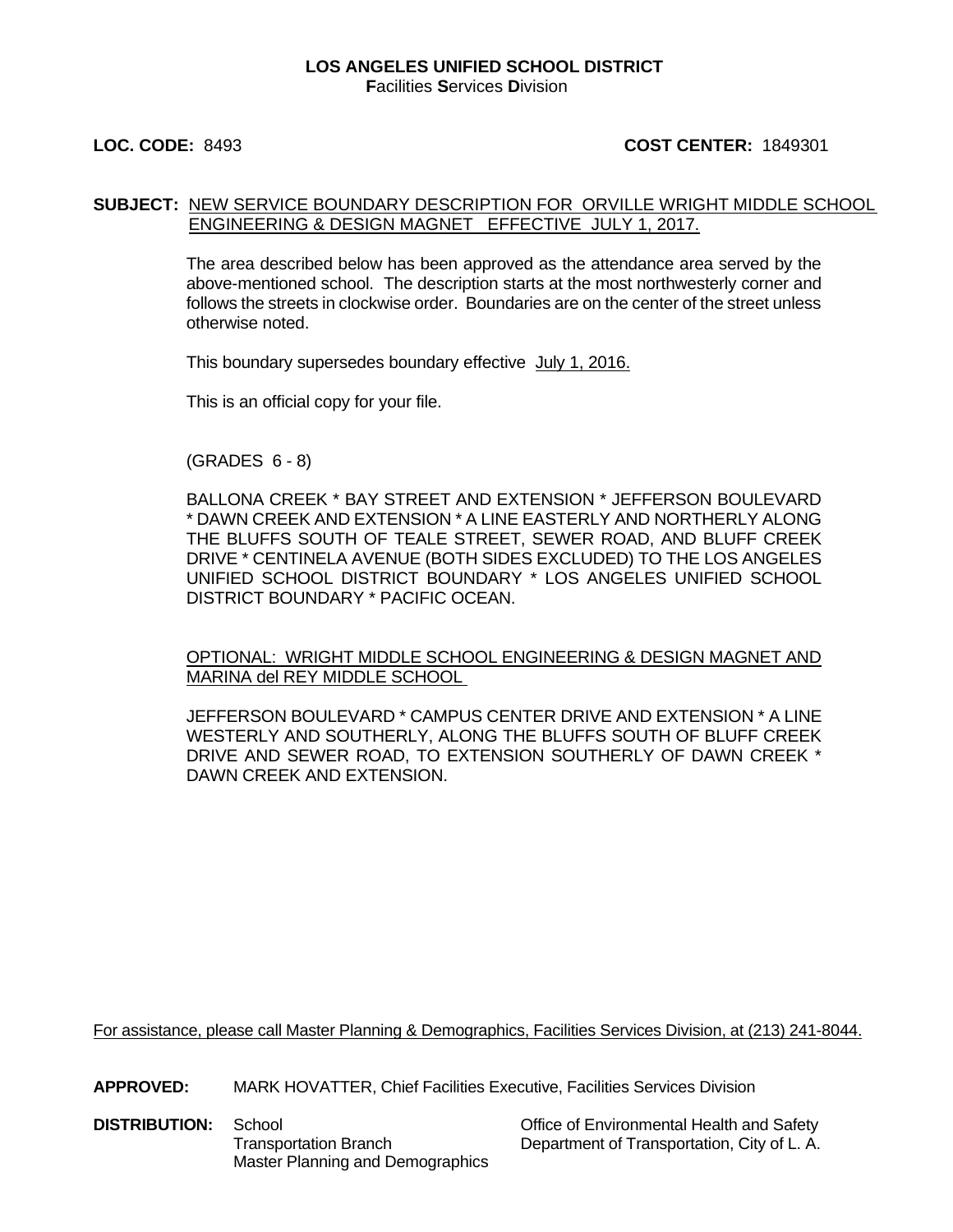**LOS ANGELES UNIFIED SCHOOL DISTRICT**
**F**acilities **S**ervices **D**ivision

**LOC. CODE:** 8493 **COST CENTER:** 1849301

**SUBJECT:** NEW SERVICE BOUNDARY DESCRIPTION FOR ORVILLE WRIGHT MIDDLE SCHOOL ENGINEERING & DESIGN MAGNET EFFECTIVE JULY 1, 2017.

The area described below has been approved as the attendance area served by the above-mentioned school. The description starts at the most northwesterly corner and follows the streets in clockwise order. Boundaries are on the center of the street unless otherwise noted.

This boundary supersedes boundary effective July 1, 2016.

This is an official copy for your file.

(GRADES 6 - 8)

BALLONA CREEK * BAY STREET AND EXTENSION * JEFFERSON BOULEVARD * DAWN CREEK AND EXTENSION * A LINE EASTERLY AND NORTHERLY ALONG THE BLUFFS SOUTH OF TEALE STREET, SEWER ROAD, AND BLUFF CREEK DRIVE * CENTINELA AVENUE (BOTH SIDES EXCLUDED) TO THE LOS ANGELES UNIFIED SCHOOL DISTRICT BOUNDARY * LOS ANGELES UNIFIED SCHOOL DISTRICT BOUNDARY * PACIFIC OCEAN.

OPTIONAL: WRIGHT MIDDLE SCHOOL ENGINEERING & DESIGN MAGNET AND MARINA del REY MIDDLE SCHOOL

JEFFERSON BOULEVARD * CAMPUS CENTER DRIVE AND EXTENSION * A LINE WESTERLY AND SOUTHERLY, ALONG THE BLUFFS SOUTH OF BLUFF CREEK DRIVE AND SEWER ROAD, TO EXTENSION SOUTHERLY OF DAWN CREEK * DAWN CREEK AND EXTENSION.

For assistance, please call Master Planning & Demographics, Facilities Services Division, at (213) 241-8044.

**APPROVED:** MARK HOVATTER, Chief Facilities Executive, Facilities Services Division

**DISTRIBUTION:**
- School
- Transportation Branch
- Master Planning and Demographics
- Office of Environmental Health and Safety
- Department of Transportation, City of L. A.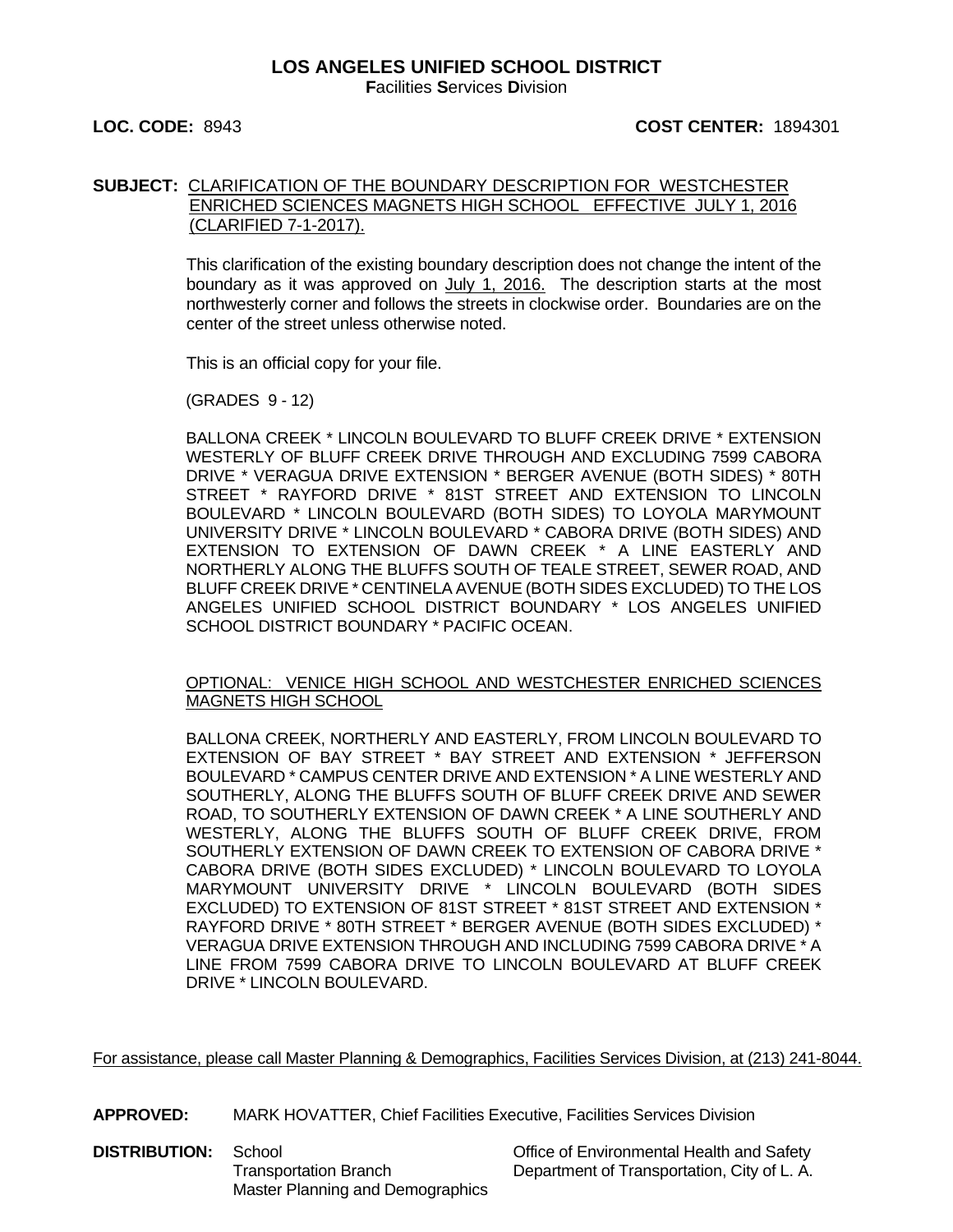# LOS ANGELES UNIFIED SCHOOL DISTRICT

**F**acilities **S**ervices **D**ivision

**LOC. CODE:** 8943 **COST CENTER:** 1894301

**SUBJECT:** CLARIFICATION OF THE BOUNDARY DESCRIPTION FOR WESTCHESTER ENRICHED SCIENCES MAGNETS HIGH SCHOOL EFFECTIVE JULY 1, 2016 (CLARIFIED 7-1-2017).

This clarification of the existing boundary description does not change the intent of the boundary as it was approved on July 1, 2016. The description starts at the most northwesterly corner and follows the streets in clockwise order. Boundaries are on the center of the street unless otherwise noted.

This is an official copy for your file.

(GRADES 9 - 12)

BALLONA CREEK * LINCOLN BOULEVARD TO BLUFF CREEK DRIVE * EXTENSION WESTERLY OF BLUFF CREEK DRIVE THROUGH AND EXCLUDING 7599 CABORA DRIVE * VERAGUA DRIVE EXTENSION * BERGER AVENUE (BOTH SIDES) * 80TH STREET * RAYFORD DRIVE * 81ST STREET AND EXTENSION TO LINCOLN BOULEVARD * LINCOLN BOULEVARD (BOTH SIDES) TO LOYOLA MARYMOUNT UNIVERSITY DRIVE * LINCOLN BOULEVARD * CABORA DRIVE (BOTH SIDES) AND EXTENSION TO EXTENSION OF DAWN CREEK * A LINE EASTERLY AND NORTHERLY ALONG THE BLUFFS SOUTH OF TEALE STREET, SEWER ROAD, AND BLUFF CREEK DRIVE * CENTINELA AVENUE (BOTH SIDES EXCLUDED) TO THE LOS ANGELES UNIFIED SCHOOL DISTRICT BOUNDARY * LOS ANGELES UNIFIED SCHOOL DISTRICT BOUNDARY * PACIFIC OCEAN.

OPTIONAL: VENICE HIGH SCHOOL AND WESTCHESTER ENRICHED SCIENCES MAGNETS HIGH SCHOOL

BALLONA CREEK, NORTHERLY AND EASTERLY, FROM LINCOLN BOULEVARD TO EXTENSION OF BAY STREET * BAY STREET AND EXTENSION * JEFFERSON BOULEVARD * CAMPUS CENTER DRIVE AND EXTENSION * A LINE WESTERLY AND SOUTHERLY, ALONG THE BLUFFS SOUTH OF BLUFF CREEK DRIVE AND SEWER ROAD, TO SOUTHERLY EXTENSION OF DAWN CREEK * A LINE SOUTHERLY AND WESTERLY, ALONG THE BLUFFS SOUTH OF BLUFF CREEK DRIVE, FROM SOUTHERLY EXTENSION OF DAWN CREEK TO EXTENSION OF CABORA DRIVE * CABORA DRIVE (BOTH SIDES EXCLUDED) * LINCOLN BOULEVARD TO LOYOLA MARYMOUNT UNIVERSITY DRIVE * LINCOLN BOULEVARD (BOTH SIDES EXCLUDED) TO EXTENSION OF 81ST STREET * 81ST STREET AND EXTENSION * RAYFORD DRIVE * 80TH STREET * BERGER AVENUE (BOTH SIDES EXCLUDED) * VERAGUA DRIVE EXTENSION THROUGH AND INCLUDING 7599 CABORA DRIVE * A LINE FROM 7599 CABORA DRIVE TO LINCOLN BOULEVARD AT BLUFF CREEK DRIVE * LINCOLN BOULEVARD.

For assistance, please call Master Planning & Demographics, Facilities Services Division, at (213) 241-8044.

**APPROVED:** MARK HOVATTER, Chief Facilities Executive, Facilities Services Division

**DISTRIBUTION:** School
Transportation Branch
Master Planning and Demographics
Office of Environmental Health and Safety
Department of Transportation, City of L. A.